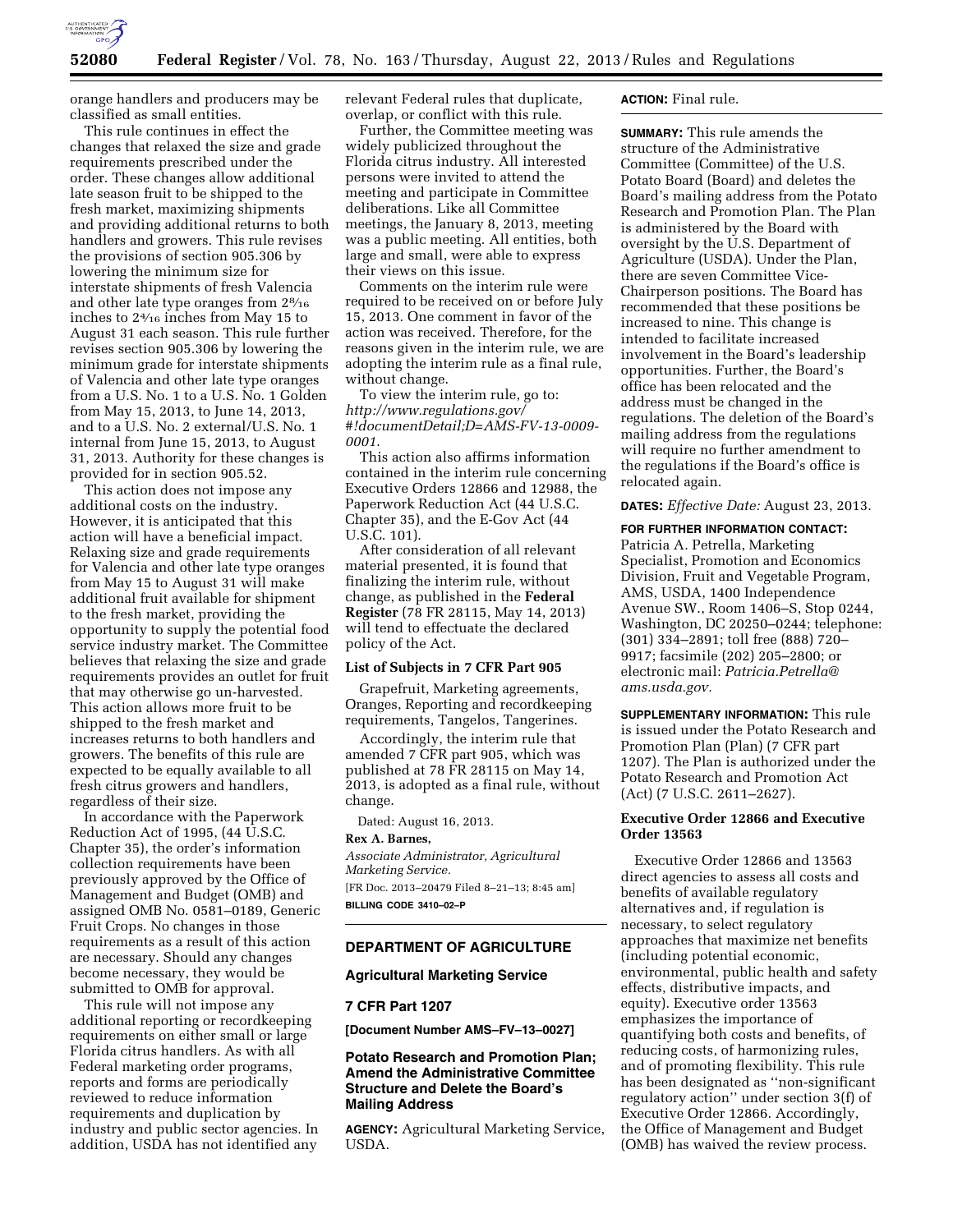orange handlers and producers may be classified as small entities.

This rule continues in effect the changes that relaxed the size and grade requirements prescribed under the order. These changes allow additional late season fruit to be shipped to the fresh market, maximizing shipments and providing additional returns to both handlers and growers. This rule revises the provisions of section 905.306 by lowering the minimum size for interstate shipments of fresh Valencia and other late type oranges from 2⁸⁄₁₆ inches to 2⁴⁄₁₆ inches from May 15 to August 31 each season. This rule further revises section 905.306 by lowering the minimum grade for interstate shipments of Valencia and other late type oranges from a U.S. No. 1 to a U.S. No. 1 Golden from May 15, 2013, to June 14, 2013, and to a U.S. No. 2 external/U.S. No. 1 internal from June 15, 2013, to August 31, 2013. Authority for these changes is provided for in section 905.52.

This action does not impose any additional costs on the industry. However, it is anticipated that this action will have a beneficial impact. Relaxing size and grade requirements for Valencia and other late type oranges from May 15 to August 31 will make additional fruit available for shipment to the fresh market, providing the opportunity to supply the potential food service industry market. The Committee believes that relaxing the size and grade requirements provides an outlet for fruit that may otherwise go un-harvested. This action allows more fruit to be shipped to the fresh market and increases returns to both handlers and growers. The benefits of this rule are expected to be equally available to all fresh citrus growers and handlers, regardless of their size.

In accordance with the Paperwork Reduction Act of 1995, (44 U.S.C. Chapter 35), the order's information collection requirements have been previously approved by the Office of Management and Budget (OMB) and assigned OMB No. 0581–0189, Generic Fruit Crops. No changes in those requirements as a result of this action are necessary. Should any changes become necessary, they would be submitted to OMB for approval.

This rule will not impose any additional reporting or recordkeeping requirements on either small or large Florida citrus handlers. As with all Federal marketing order programs, reports and forms are periodically reviewed to reduce information requirements and duplication by industry and public sector agencies. In addition, USDA has not identified any relevant Federal rules that duplicate, overlap, or conflict with this rule.

Further, the Committee meeting was widely publicized throughout the Florida citrus industry. All interested persons were invited to attend the meeting and participate in Committee deliberations. Like all Committee meetings, the January 8, 2013, meeting was a public meeting. All entities, both large and small, were able to express their views on this issue.

Comments on the interim rule were required to be received on or before July 15, 2013. One comment in favor of the action was received. Therefore, for the reasons given in the interim rule, we are adopting the interim rule as a final rule, without change.

To view the interim rule, go to: *http://www.regulations.gov/#!documentDetail;D=AMS-FV-13-0009-0001.*

This action also affirms information contained in the interim rule concerning Executive Orders 12866 and 12988, the Paperwork Reduction Act (44 U.S.C. Chapter 35), and the E-Gov Act (44 U.S.C. 101).

After consideration of all relevant material presented, it is found that finalizing the interim rule, without change, as published in the **Federal Register** (78 FR 28115, May 14, 2013) will tend to effectuate the declared policy of the Act.

### List of Subjects in 7 CFR Part 905

Grapefruit, Marketing agreements, Oranges, Reporting and recordkeeping requirements, Tangelos, Tangerines.

Accordingly, the interim rule that amended 7 CFR part 905, which was published at 78 FR 28115 on May 14, 2013, is adopted as a final rule, without change.

Dated: August 16, 2013.

**Rex A. Barnes,**

*Associate Administrator, Agricultural Marketing Service.*

[FR Doc. 2013–20479 Filed 8–21–13; 8:45 am]

**BILLING CODE 3410–02–P**

## DEPARTMENT OF AGRICULTURE

### Agricultural Marketing Service

### 7 CFR Part 1207

**[Document Number AMS–FV–13–0027]**

### Potato Research and Promotion Plan; Amend the Administrative Committee Structure and Delete the Board's Mailing Address

**AGENCY:** Agricultural Marketing Service, USDA.

**ACTION:** Final rule.

**SUMMARY:** This rule amends the structure of the Administrative Committee (Committee) of the U.S. Potato Board (Board) and deletes the Board's mailing address from the Potato Research and Promotion Plan. The Plan is administered by the Board with oversight by the U.S. Department of Agriculture (USDA). Under the Plan, there are seven Committee Vice-Chairperson positions. The Board has recommended that these positions be increased to nine. This change is intended to facilitate increased involvement in the Board's leadership opportunities. Further, the Board's office has been relocated and the address must be changed in the regulations. The deletion of the Board's mailing address from the regulations will require no further amendment to the regulations if the Board's office is relocated again.

**DATES:** *Effective Date:* August 23, 2013.

**FOR FURTHER INFORMATION CONTACT:** Patricia A. Petrella, Marketing Specialist, Promotion and Economics Division, Fruit and Vegetable Program, AMS, USDA, 1400 Independence Avenue SW., Room 1406–S, Stop 0244, Washington, DC 20250–0244; telephone: (301) 334–2891; toll free (888) 720–9917; facsimile (202) 205–2800; or electronic mail: *Patricia.Petrella@ams.usda.gov.*

**SUPPLEMENTARY INFORMATION:** This rule is issued under the Potato Research and Promotion Plan (Plan) (7 CFR part 1207). The Plan is authorized under the Potato Research and Promotion Act (Act) (7 U.S.C. 2611–2627).

### Executive Order 12866 and Executive Order 13563

Executive Order 12866 and 13563 direct agencies to assess all costs and benefits of available regulatory alternatives and, if regulation is necessary, to select regulatory approaches that maximize net benefits (including potential economic, environmental, public health and safety effects, distributive impacts, and equity). Executive order 13563 emphasizes the importance of quantifying both costs and benefits, of reducing costs, of harmonizing rules, and of promoting flexibility. This rule has been designated as ''non-significant regulatory action'' under section 3(f) of Executive Order 12866. Accordingly, the Office of Management and Budget (OMB) has waived the review process.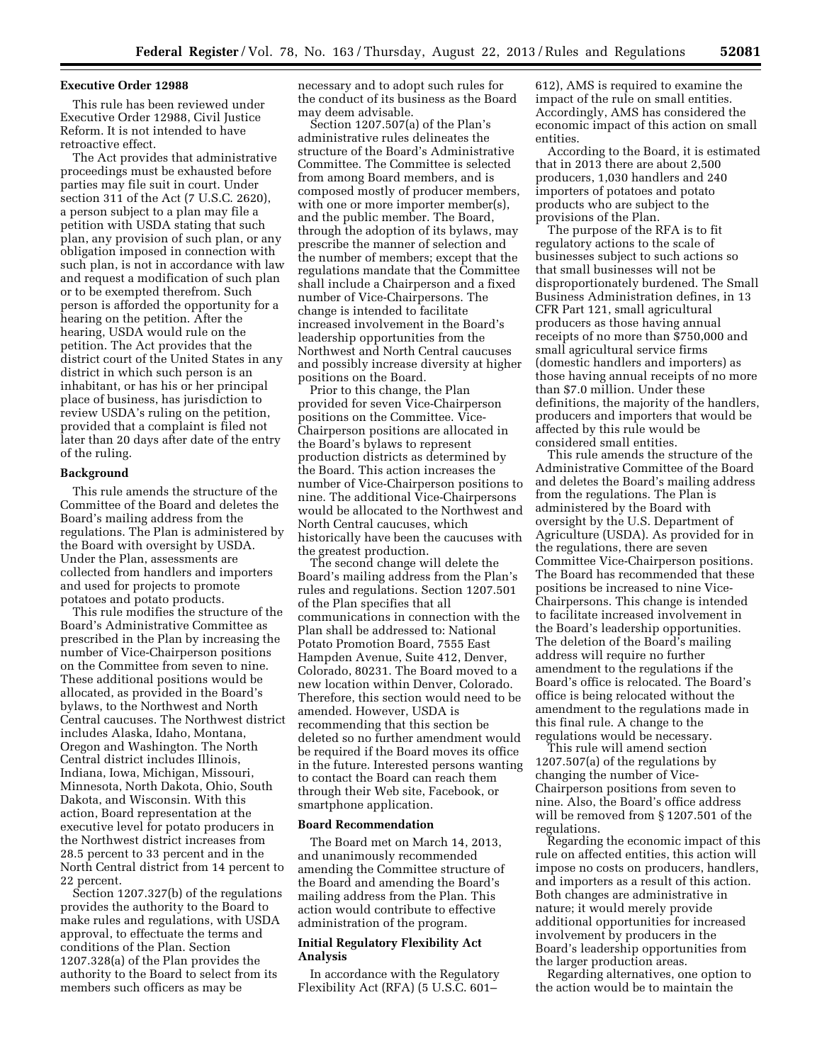### Executive Order 12988

This rule has been reviewed under Executive Order 12988, Civil Justice Reform. It is not intended to have retroactive effect.

The Act provides that administrative proceedings must be exhausted before parties may file suit in court. Under section 311 of the Act (7 U.S.C. 2620), a person subject to a plan may file a petition with USDA stating that such plan, any provision of such plan, or any obligation imposed in connection with such plan, is not in accordance with law and request a modification of such plan or to be exempted therefrom. Such person is afforded the opportunity for a hearing on the petition. After the hearing, USDA would rule on the petition. The Act provides that the district court of the United States in any district in which such person is an inhabitant, or has his or her principal place of business, has jurisdiction to review USDA's ruling on the petition, provided that a complaint is filed not later than 20 days after date of the entry of the ruling.

### Background

This rule amends the structure of the Committee of the Board and deletes the Board's mailing address from the regulations. The Plan is administered by the Board with oversight by USDA. Under the Plan, assessments are collected from handlers and importers and used for projects to promote potatoes and potato products.

This rule modifies the structure of the Board's Administrative Committee as prescribed in the Plan by increasing the number of Vice-Chairperson positions on the Committee from seven to nine. These additional positions would be allocated, as provided in the Board's bylaws, to the Northwest and North Central caucuses. The Northwest district includes Alaska, Idaho, Montana, Oregon and Washington. The North Central district includes Illinois, Indiana, Iowa, Michigan, Missouri, Minnesota, North Dakota, Ohio, South Dakota, and Wisconsin. With this action, Board representation at the executive level for potato producers in the Northwest district increases from 28.5 percent to 33 percent and in the North Central district from 14 percent to 22 percent.

Section 1207.327(b) of the regulations provides the authority to the Board to make rules and regulations, with USDA approval, to effectuate the terms and conditions of the Plan. Section 1207.328(a) of the Plan provides the authority to the Board to select from its members such officers as may be necessary and to adopt such rules for the conduct of its business as the Board may deem advisable.

Section 1207.507(a) of the Plan's administrative rules delineates the structure of the Board's Administrative Committee. The Committee is selected from among Board members, and is composed mostly of producer members, with one or more importer member(s), and the public member. The Board, through the adoption of its bylaws, may prescribe the manner of selection and the number of members; except that the regulations mandate that the Committee shall include a Chairperson and a fixed number of Vice-Chairpersons. The change is intended to facilitate increased involvement in the Board's leadership opportunities from the Northwest and North Central caucuses and possibly increase diversity at higher positions on the Board.

Prior to this change, the Plan provided for seven Vice-Chairperson positions on the Committee. Vice-Chairperson positions are allocated in the Board's bylaws to represent production districts as determined by the Board. This action increases the number of Vice-Chairperson positions to nine. The additional Vice-Chairpersons would be allocated to the Northwest and North Central caucuses, which historically have been the caucuses with the greatest production.

The second change will delete the Board's mailing address from the Plan's rules and regulations. Section 1207.501 of the Plan specifies that all communications in connection with the Plan shall be addressed to: National Potato Promotion Board, 7555 East Hampden Avenue, Suite 412, Denver, Colorado, 80231. The Board moved to a new location within Denver, Colorado. Therefore, this section would need to be amended. However, USDA is recommending that this section be deleted so no further amendment would be required if the Board moves its office in the future. Interested persons wanting to contact the Board can reach them through their Web site, Facebook, or smartphone application.

### Board Recommendation

The Board met on March 14, 2013, and unanimously recommended amending the Committee structure of the Board and amending the Board's mailing address from the Plan. This action would contribute to effective administration of the program.

### Initial Regulatory Flexibility Act Analysis

In accordance with the Regulatory Flexibility Act (RFA) (5 U.S.C. 601–612), AMS is required to examine the impact of the rule on small entities. Accordingly, AMS has considered the economic impact of this action on small entities.

According to the Board, it is estimated that in 2013 there are about 2,500 producers, 1,030 handlers and 240 importers of potatoes and potato products who are subject to the provisions of the Plan.

The purpose of the RFA is to fit regulatory actions to the scale of businesses subject to such actions so that small businesses will not be disproportionately burdened. The Small Business Administration defines, in 13 CFR Part 121, small agricultural producers as those having annual receipts of no more than $750,000 and small agricultural service firms (domestic handlers and importers) as those having annual receipts of no more than $7.0 million. Under these definitions, the majority of the handlers, producers and importers that would be affected by this rule would be considered small entities.

This rule amends the structure of the Administrative Committee of the Board and deletes the Board's mailing address from the regulations. The Plan is administered by the Board with oversight by the U.S. Department of Agriculture (USDA). As provided for in the regulations, there are seven Committee Vice-Chairperson positions. The Board has recommended that these positions be increased to nine Vice-Chairpersons. This change is intended to facilitate increased involvement in the Board's leadership opportunities. The deletion of the Board's mailing address will require no further amendment to the regulations if the Board's office is relocated. The Board's office is being relocated without the amendment to the regulations made in this final rule. A change to the regulations would be necessary.

This rule will amend section 1207.507(a) of the regulations by changing the number of Vice-Chairperson positions from seven to nine. Also, the Board's office address will be removed from § 1207.501 of the regulations.

Regarding the economic impact of this rule on affected entities, this action will impose no costs on producers, handlers, and importers as a result of this action. Both changes are administrative in nature; it would merely provide additional opportunities for increased involvement by producers in the Board's leadership opportunities from the larger production areas.

Regarding alternatives, one option to the action would be to maintain the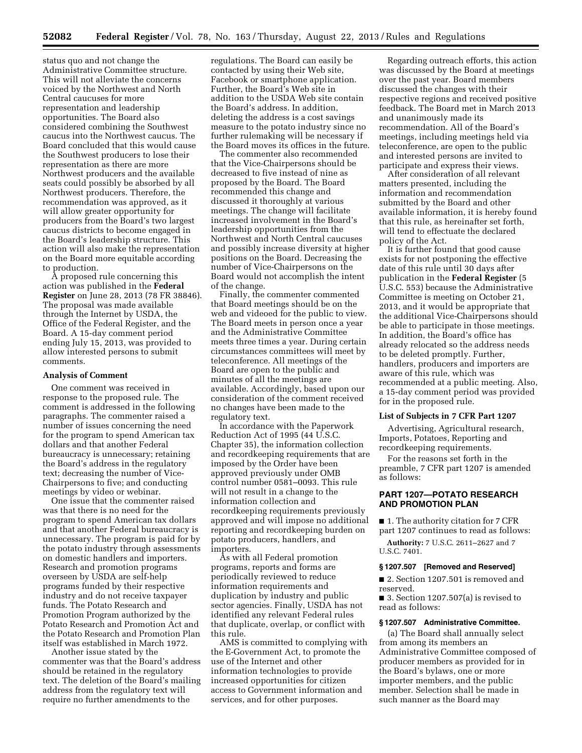status quo and not change the Administrative Committee structure. This will not alleviate the concerns voiced by the Northwest and North Central caucuses for more representation and leadership opportunities. The Board also considered combining the Southwest caucus into the Northwest caucus. The Board concluded that this would cause the Southwest producers to lose their representation as there are more Northwest producers and the available seats could possibly be absorbed by all Northwest producers. Therefore, the recommendation was approved, as it will allow greater opportunity for producers from the Board's two largest caucus districts to become engaged in the Board's leadership structure. This action will also make the representation on the Board more equitable according to production.

A proposed rule concerning this action was published in the **Federal Register** on June 28, 2013 (78 FR 38846). The proposal was made available through the Internet by USDA, the Office of the Federal Register, and the Board. A 15-day comment period ending July 15, 2013, was provided to allow interested persons to submit comments.

**Analysis of Comment**

One comment was received in response to the proposed rule. The comment is addressed in the following paragraphs. The commenter raised a number of issues concerning the need for the program to spend American tax dollars and that another Federal bureaucracy is unnecessary; retaining the Board's address in the regulatory text; decreasing the number of Vice-Chairpersons to five; and conducting meetings by video or webinar.

One issue that the commenter raised was that there is no need for the program to spend American tax dollars and that another Federal bureaucracy is unnecessary. The program is paid for by the potato industry through assessments on domestic handlers and importers. Research and promotion programs overseen by USDA are self-help programs funded by their respective industry and do not receive taxpayer funds. The Potato Research and Promotion Program authorized by the Potato Research and Promotion Act and the Potato Research and Promotion Plan itself was established in March 1972.

Another issue stated by the commenter was that the Board's address should be retained in the regulatory text. The deletion of the Board's mailing address from the regulatory text will require no further amendments to the regulations. The Board can easily be contacted by using their Web site, Facebook or smartphone application. Further, the Board's Web site in addition to the USDA Web site contain the Board's address. In addition, deleting the address is a cost savings measure to the potato industry since no further rulemaking will be necessary if the Board moves its offices in the future.

The commenter also recommended that the Vice-Chairpersons should be decreased to five instead of nine as proposed by the Board. The Board recommended this change and discussed it thoroughly at various meetings. The change will facilitate increased involvement in the Board's leadership opportunities from the Northwest and North Central caucuses and possibly increase diversity at higher positions on the Board. Decreasing the number of Vice-Chairpersons on the Board would not accomplish the intent of the change.

Finally, the commenter commented that Board meetings should be on the web and videoed for the public to view. The Board meets in person once a year and the Administrative Committee meets three times a year. During certain circumstances committees will meet by teleconference. All meetings of the Board are open to the public and minutes of all the meetings are available. Accordingly, based upon our consideration of the comment received no changes have been made to the regulatory text.

In accordance with the Paperwork Reduction Act of 1995 (44 U.S.C. Chapter 35), the information collection and recordkeeping requirements that are imposed by the Order have been approved previously under OMB control number 0581–0093. This rule will not result in a change to the information collection and recordkeeping requirements previously approved and will impose no additional reporting and recordkeeping burden on potato producers, handlers, and importers.

As with all Federal promotion programs, reports and forms are periodically reviewed to reduce information requirements and duplication by industry and public sector agencies. Finally, USDA has not identified any relevant Federal rules that duplicate, overlap, or conflict with this rule.

AMS is committed to complying with the E-Government Act, to promote the use of the Internet and other information technologies to provide increased opportunities for citizen access to Government information and services, and for other purposes.

Regarding outreach efforts, this action was discussed by the Board at meetings over the past year. Board members discussed the changes with their respective regions and received positive feedback. The Board met in March 2013 and unanimously made its recommendation. All of the Board's meetings, including meetings held via teleconference, are open to the public and interested persons are invited to participate and express their views.

After consideration of all relevant matters presented, including the information and recommendation submitted by the Board and other available information, it is hereby found that this rule, as hereinafter set forth, will tend to effectuate the declared policy of the Act.

It is further found that good cause exists for not postponing the effective date of this rule until 30 days after publication in the **Federal Register** (5 U.S.C. 553) because the Administrative Committee is meeting on October 21, 2013, and it would be appropriate that the additional Vice-Chairpersons should be able to participate in those meetings. In addition, the Board's office has already relocated so the address needs to be deleted promptly. Further, handlers, producers and importers are aware of this rule, which was recommended at a public meeting. Also, a 15-day comment period was provided for in the proposed rule.

**List of Subjects in 7 CFR Part 1207**

Advertising, Agricultural research, Imports, Potatoes, Reporting and recordkeeping requirements.

For the reasons set forth in the preamble, 7 CFR part 1207 is amended as follows:

## PART 1207—POTATO RESEARCH AND PROMOTION PLAN

■ 1. The authority citation for 7 CFR part 1207 continues to read as follows:

**Authority:** 7 U.S.C. 2611–2627 and 7 U.S.C. 7401.

**§ 1207.507 [Removed and Reserved]**

■ 2. Section 1207.501 is removed and reserved.

■ 3. Section 1207.507(a) is revised to read as follows:

**§ 1207.507 Administrative Committee.**

(a) The Board shall annually select from among its members an Administrative Committee composed of producer members as provided for in the Board's bylaws, one or more importer members, and the public member. Selection shall be made in such manner as the Board may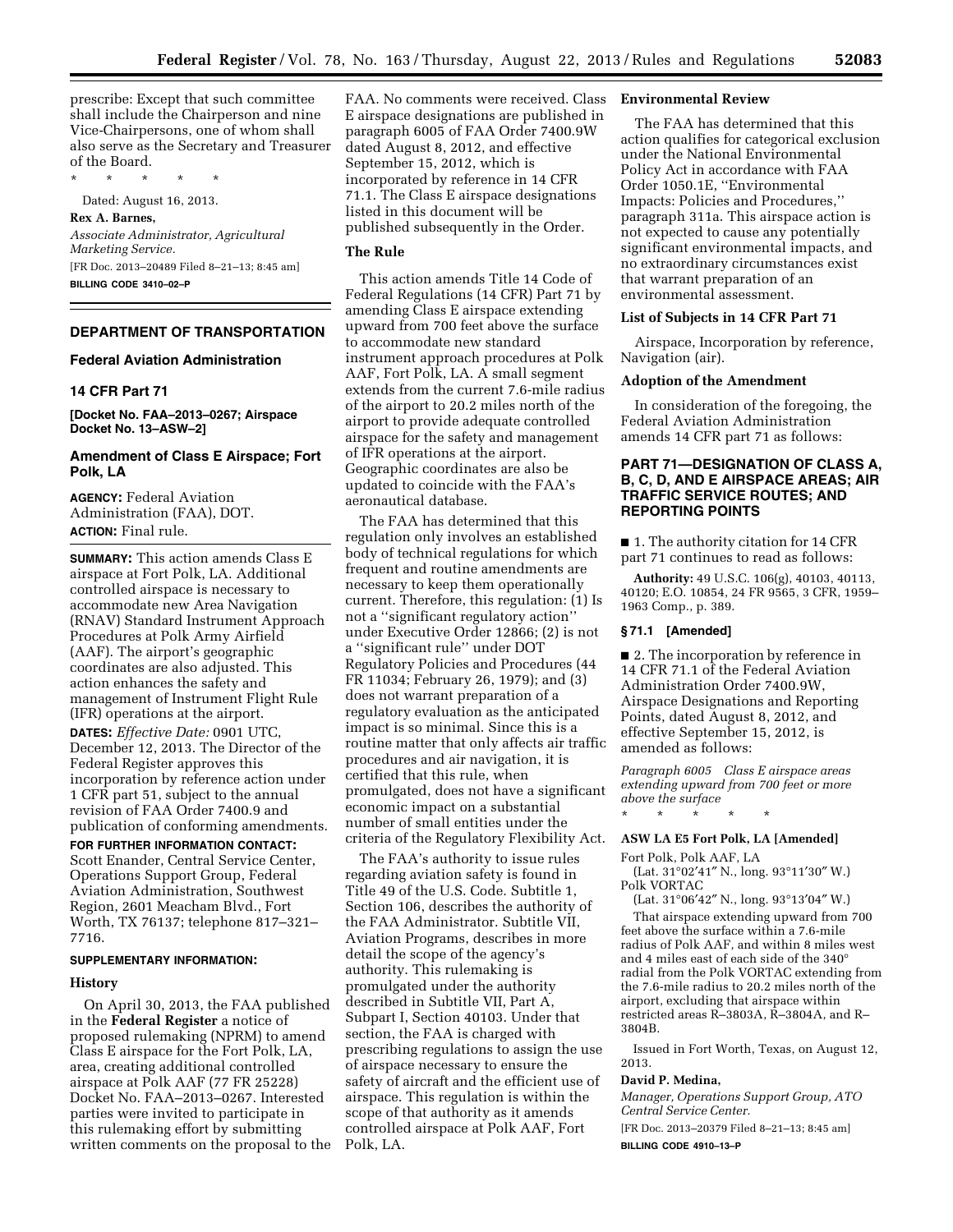prescribe: Except that such committee shall include the Chairperson and nine Vice-Chairpersons, one of whom shall also serve as the Secretary and Treasurer of the Board.

\* \* \* \* \*

Dated: August 16, 2013.

**Rex A. Barnes,**

*Associate Administrator, Agricultural Marketing Service.*

[FR Doc. 2013–20489 Filed 8–21–13; 8:45 am]

**BILLING CODE 3410–02–P**

---

## DEPARTMENT OF TRANSPORTATION

### Federal Aviation Administration

### 14 CFR Part 71

**[Docket No. FAA–2013–0267; Airspace Docket No. 13–ASW–2]**

### Amendment of Class E Airspace; Fort Polk, LA

**AGENCY:** Federal Aviation Administration (FAA), DOT.

**ACTION:** Final rule.

**SUMMARY:** This action amends Class E airspace at Fort Polk, LA. Additional controlled airspace is necessary to accommodate new Area Navigation (RNAV) Standard Instrument Approach Procedures at Polk Army Airfield (AAF). The airport's geographic coordinates are also adjusted. This action enhances the safety and management of Instrument Flight Rule (IFR) operations at the airport.

**DATES:** *Effective Date:* 0901 UTC, December 12, 2013. The Director of the Federal Register approves this incorporation by reference action under 1 CFR part 51, subject to the annual revision of FAA Order 7400.9 and publication of conforming amendments.

**FOR FURTHER INFORMATION CONTACT:** Scott Enander, Central Service Center, Operations Support Group, Federal Aviation Administration, Southwest Region, 2601 Meacham Blvd., Fort Worth, TX 76137; telephone 817–321–7716.

**SUPPLEMENTARY INFORMATION:**

#### History

On April 30, 2013, the FAA published in the **Federal Register** a notice of proposed rulemaking (NPRM) to amend Class E airspace for the Fort Polk, LA, area, creating additional controlled airspace at Polk AAF (77 FR 25228) Docket No. FAA–2013–0267. Interested parties were invited to participate in this rulemaking effort by submitting written comments on the proposal to the FAA. No comments were received. Class E airspace designations are published in paragraph 6005 of FAA Order 7400.9W dated August 8, 2012, and effective September 15, 2012, which is incorporated by reference in 14 CFR 71.1. The Class E airspace designations listed in this document will be published subsequently in the Order.

#### The Rule

This action amends Title 14 Code of Federal Regulations (14 CFR) Part 71 by amending Class E airspace extending upward from 700 feet above the surface to accommodate new standard instrument approach procedures at Polk AAF, Fort Polk, LA. A small segment extends from the current 7.6-mile radius of the airport to 20.2 miles north of the airport to provide adequate controlled airspace for the safety and management of IFR operations at the airport. Geographic coordinates are also be updated to coincide with the FAA's aeronautical database.

The FAA has determined that this regulation only involves an established body of technical regulations for which frequent and routine amendments are necessary to keep them operationally current. Therefore, this regulation: (1) Is not a ''significant regulatory action'' under Executive Order 12866; (2) is not a ''significant rule'' under DOT Regulatory Policies and Procedures (44 FR 11034; February 26, 1979); and (3) does not warrant preparation of a regulatory evaluation as the anticipated impact is so minimal. Since this is a routine matter that only affects air traffic procedures and air navigation, it is certified that this rule, when promulgated, does not have a significant economic impact on a substantial number of small entities under the criteria of the Regulatory Flexibility Act.

The FAA's authority to issue rules regarding aviation safety is found in Title 49 of the U.S. Code. Subtitle 1, Section 106, describes the authority of the FAA Administrator. Subtitle VII, Aviation Programs, describes in more detail the scope of the agency's authority. This rulemaking is promulgated under the authority described in Subtitle VII, Part A, Subpart I, Section 40103. Under that section, the FAA is charged with prescribing regulations to assign the use of airspace necessary to ensure the safety of aircraft and the efficient use of airspace. This regulation is within the scope of that authority as it amends controlled airspace at Polk AAF, Fort Polk, LA.

#### Environmental Review

The FAA has determined that this action qualifies for categorical exclusion under the National Environmental Policy Act in accordance with FAA Order 1050.1E, ''Environmental Impacts: Policies and Procedures,'' paragraph 311a. This airspace action is not expected to cause any potentially significant environmental impacts, and no extraordinary circumstances exist that warrant preparation of an environmental assessment.

#### List of Subjects in 14 CFR Part 71

Airspace, Incorporation by reference, Navigation (air).

#### Adoption of the Amendment

In consideration of the foregoing, the Federal Aviation Administration amends 14 CFR part 71 as follows:

### PART 71—DESIGNATION OF CLASS A, B, C, D, AND E AIRSPACE AREAS; AIR TRAFFIC SERVICE ROUTES; AND REPORTING POINTS

■ 1. The authority citation for 14 CFR part 71 continues to read as follows:

**Authority:** 49 U.S.C. 106(g), 40103, 40113, 40120; E.O. 10854, 24 FR 9565, 3 CFR, 1959–1963 Comp., p. 389.

#### § 71.1 [Amended]

■ 2. The incorporation by reference in 14 CFR 71.1 of the Federal Aviation Administration Order 7400.9W, Airspace Designations and Reporting Points, dated August 8, 2012, and effective September 15, 2012, is amended as follows:

*Paragraph 6005 Class E airspace areas extending upward from 700 feet or more above the surface*

\* \* \* \* \*

**ASW LA E5 Fort Polk, LA [Amended]**

Fort Polk, Polk AAF, LA
(Lat. 31°02′41″ N., long. 93°11′30″ W.)
Polk VORTAC
(Lat. 31°06′42″ N., long. 93°13′04″ W.)

That airspace extending upward from 700 feet above the surface within a 7.6-mile radius of Polk AAF, and within 8 miles west and 4 miles east of each side of the 340° radial from the Polk VORTAC extending from the 7.6-mile radius to 20.2 miles north of the airport, excluding that airspace within restricted areas R–3803A, R–3804A, and R–3804B.

Issued in Fort Worth, Texas, on August 12, 2013.

**David P. Medina,**

*Manager, Operations Support Group, ATO Central Service Center.*

[FR Doc. 2013–20379 Filed 8–21–13; 8:45 am]

**BILLING CODE 4910–13–P**